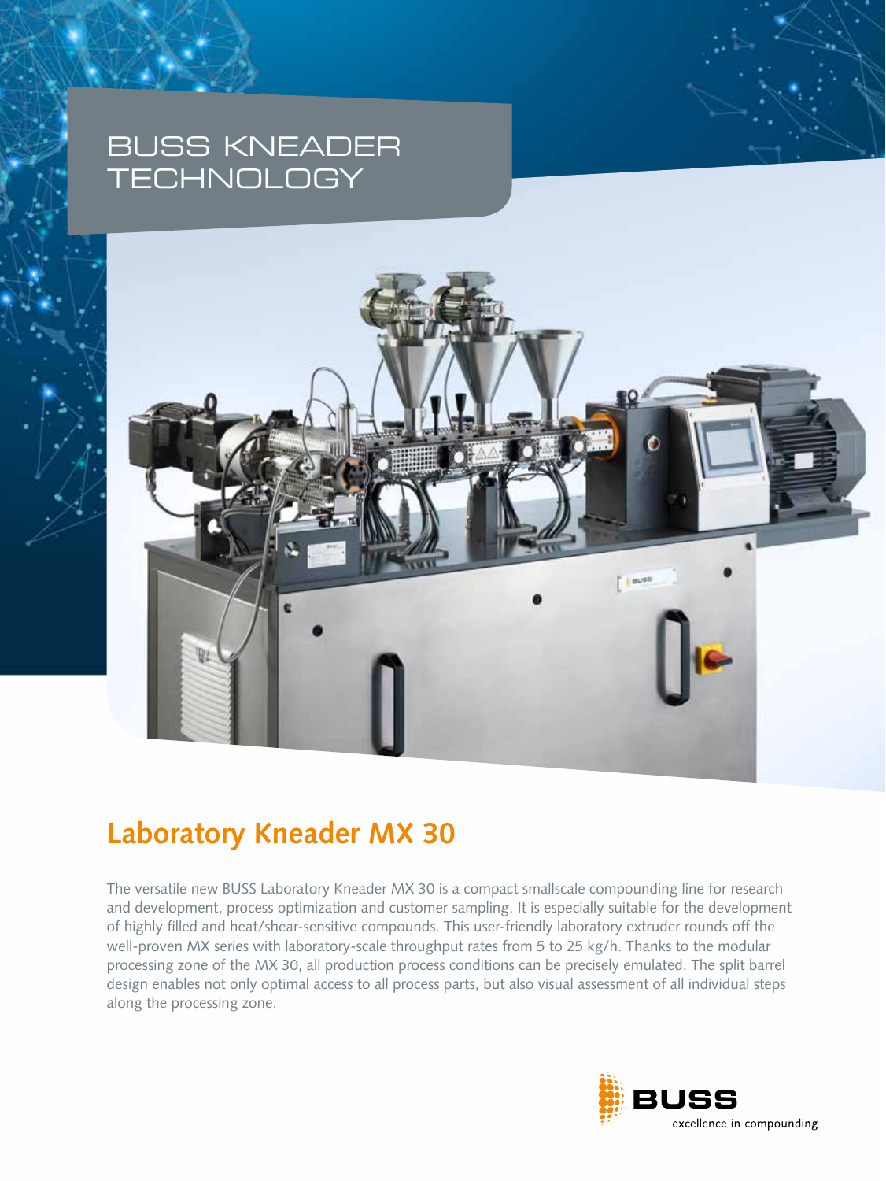# BUSS KNEADER TECHNOLOGY

## Laboratory Kneader MX 30

The versatile new BUSS Laboratory Kneader MX 30 is a compact smallscale compounding line for research and development, process optimization and customer sampling. It is especially suitable for the development of highly filled and heat/shear-sensitive compounds. This user-friendly laboratory extruder rounds off the well-proven MX series with laboratory-scale throughput rates from 5 to 25 kg/h. Thanks to the modular processing zone of the MX 30, all production process conditions can be precisely emulated. The split barrel design enables not only optimal access to all process parts, but also visual assessment of all individual steps along the processing zone.

BUSS
excellence in compounding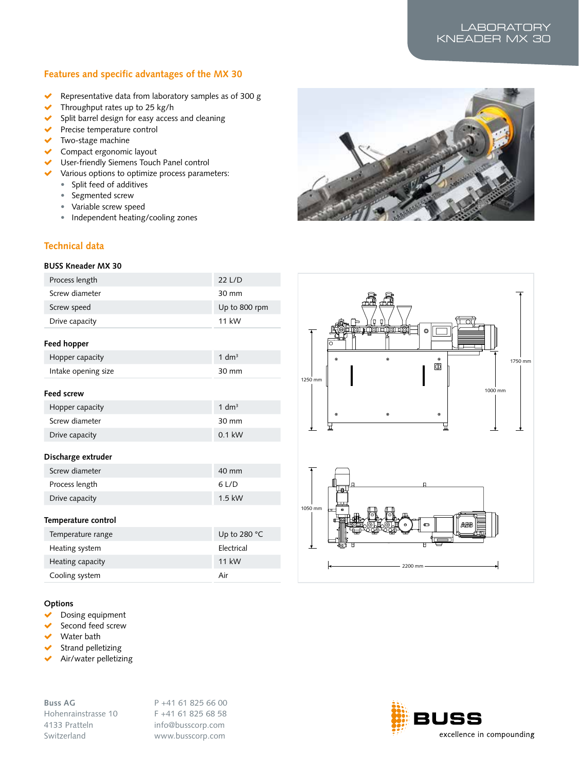# LABORATORY KNEADER MX 30

## Features and specific advantages of the MX 30

- Representative data from laboratory samples as of 300 g
- Throughput rates up to 25 kg/h
- Split barrel design for easy access and cleaning
- Precise temperature control
- Two-stage machine
- Compact ergonomic layout
- User-friendly Siemens Touch Panel control
- Various options to optimize process parameters:
  - Split feed of additives
  - Segmented screw
  - Variable screw speed
  - Independent heating/cooling zones

## Technical data

### BUSS Kneader MX 30

| | |
|---|---|
| Process length | 22 L/D |
| Screw diameter | 30 mm |
| Screw speed | Up to 800 rpm |
| Drive capacity | 11 kW |

### Feed hopper

| | |
|---|---|
| Hopper capacity | 1 dm³ |
| Intake opening size | 30 mm |

### Feed screw

| | |
|---|---|
| Hopper capacity | 1 dm³ |
| Screw diameter | 30 mm |
| Drive capacity | 0.1 kW |

### Discharge extruder

| | |
|---|---|
| Screw diameter | 40 mm |
| Process length | 6 L/D |
| Drive capacity | 1.5 kW |

### Temperature control

| | |
|---|---|
| Temperature range | Up to 280 °C |
| Heating system | Electrical |
| Heating capacity | 11 kW |
| Cooling system | Air |

1250 mm
1750 mm
1000 mm
1050 mm
2200 mm

### Options

- Dosing equipment
- Second feed screw
- Water bath
- Strand pelletizing
- Air/water pelletizing

**Buss AG**
Hohenrainstrasse 10
4133 Pratteln
Switzerland

P +41 61 825 66 00
F +41 61 825 68 58
info@busscorp.com
www.busscorp.com

BUSS
excellence in compounding